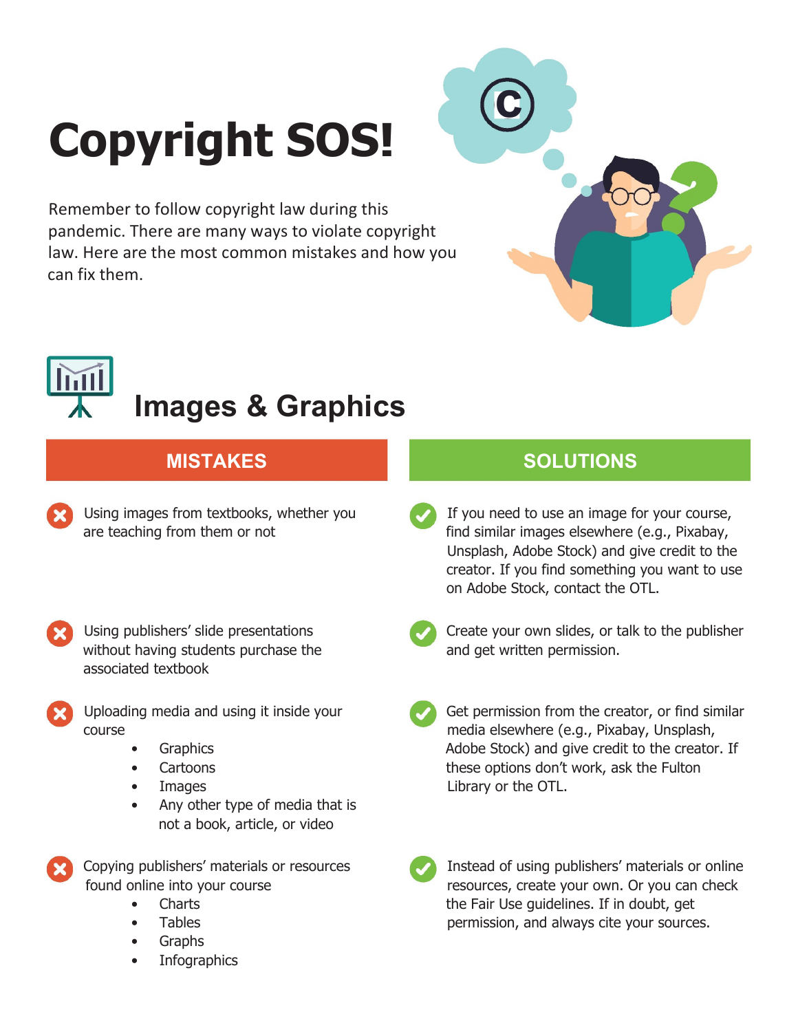# Copyright SOS!

Remember to follow copyright law during this pandemic. There are many ways to violate copyright law. Here are the most common mistakes and how you can fix them.

## Images & Graphics

| MISTAKES | SOLUTIONS |
| --- | --- |
| Using images from textbooks, whether you are teaching from them or not | If you need to use an image for your course, find similar images elsewhere (e.g., Pixabay, Unsplash, Adobe Stock) and give credit to the creator. If you find something you want to use on Adobe Stock, contact the OTL. |
| Using publishers' slide presentations without having students purchase the associated textbook | Create your own slides, or talk to the publisher and get written permission. |
| Uploading media and using it inside your course<br>• Graphics<br>• Cartoons<br>• Images<br>• Any other type of media that is not a book, article, or video | Get permission from the creator, or find similar media elsewhere (e.g., Pixabay, Unsplash, Adobe Stock) and give credit to the creator. If these options don't work, ask the Fulton Library or the OTL. |
| Copying publishers' materials or resources found online into your course<br>• Charts<br>• Tables<br>• Graphs<br>• Infographics | Instead of using publishers' materials or online resources, create your own. Or you can check the Fair Use guidelines. If in doubt, get permission, and always cite your sources. |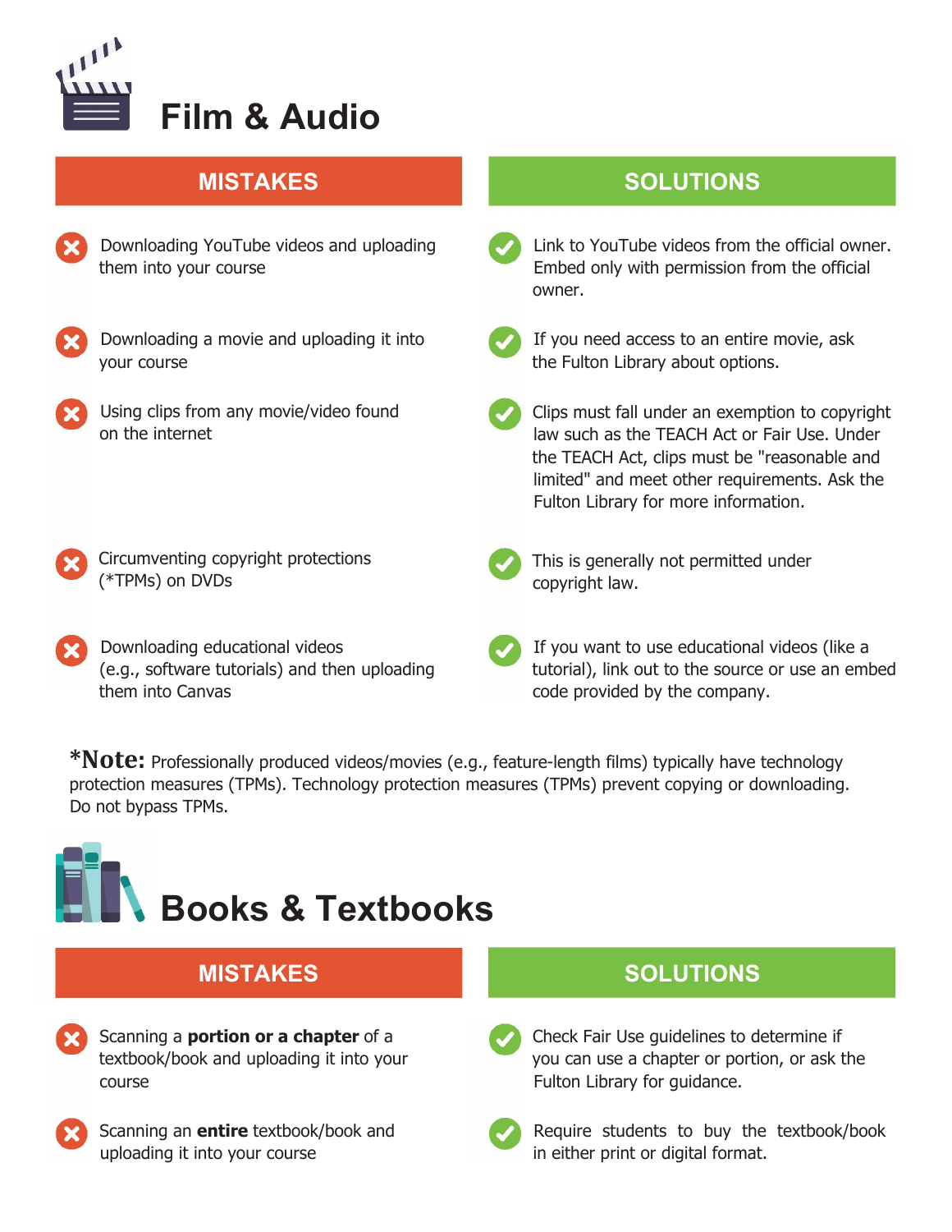# Film & Audio

| MISTAKES | SOLUTIONS |
| --- | --- |
| Downloading YouTube videos and uploading them into your course | Link to YouTube videos from the official owner. Embed only with permission from the official owner. |
| Downloading a movie and uploading it into your course | If you need access to an entire movie, ask the Fulton Library about options. |
| Using clips from any movie/video found on the internet | Clips must fall under an exemption to copyright law such as the TEACH Act or Fair Use. Under the TEACH Act, clips must be "reasonable and limited" and meet other requirements. Ask the Fulton Library for more information. |
| Circumventing copyright protections (*TPMs) on DVDs | This is generally not permitted under copyright law. |
| Downloading educational videos (e.g., software tutorials) and then uploading them into Canvas | If you want to use educational videos (like a tutorial), link out to the source or use an embed code provided by the company. |

***Note:** Professionally produced videos/movies (e.g., feature-length films) typically have technology protection measures (TPMs). Technology protection measures (TPMs) prevent copying or downloading. Do not bypass TPMs.

# Books & Textbooks

| MISTAKES | SOLUTIONS |
| --- | --- |
| Scanning a **portion or a chapter** of a textbook/book and uploading it into your course | Check Fair Use guidelines to determine if you can use a chapter or portion, or ask the Fulton Library for guidance. |
| Scanning an **entire** textbook/book and uploading it into your course | Require students to buy the textbook/book in either print or digital format. |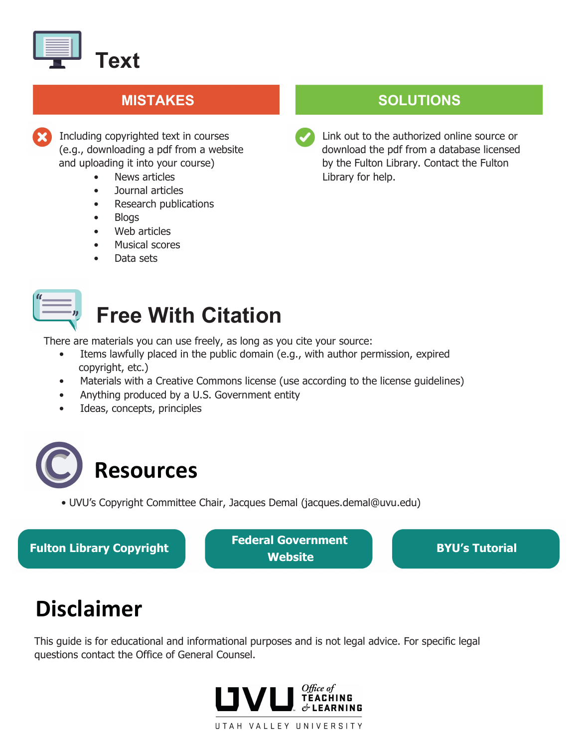## Text

| MISTAKES | SOLUTIONS |
| --- | --- |
| Including copyrighted text in courses (e.g., downloading a pdf from a website and uploading it into your course)<br>• News articles<br>• Journal articles<br>• Research publications<br>• Blogs<br>• Web articles<br>• Musical scores<br>• Data sets | Link out to the authorized online source or download the pdf from a database licensed by the Fulton Library. Contact the Fulton Library for help. |

## Free With Citation

There are materials you can use freely, as long as you cite your source:

- Items lawfully placed in the public domain (e.g., with author permission, expired copyright, etc.)
- Materials with a Creative Commons license (use according to the license guidelines)
- Anything produced by a U.S. Government entity
- Ideas, concepts, principles

## Resources

- UVU's Copyright Committee Chair, Jacques Demal (jacques.demal@uvu.edu)

**Fulton Library Copyright**

**Federal Government Website**

**BYU's Tutorial**

# Disclaimer

This guide is for educational and informational purposes and is not legal advice. For specific legal questions contact the Office of General Counsel.

UVU Office of Teaching & Learning

UTAH VALLEY UNIVERSITY